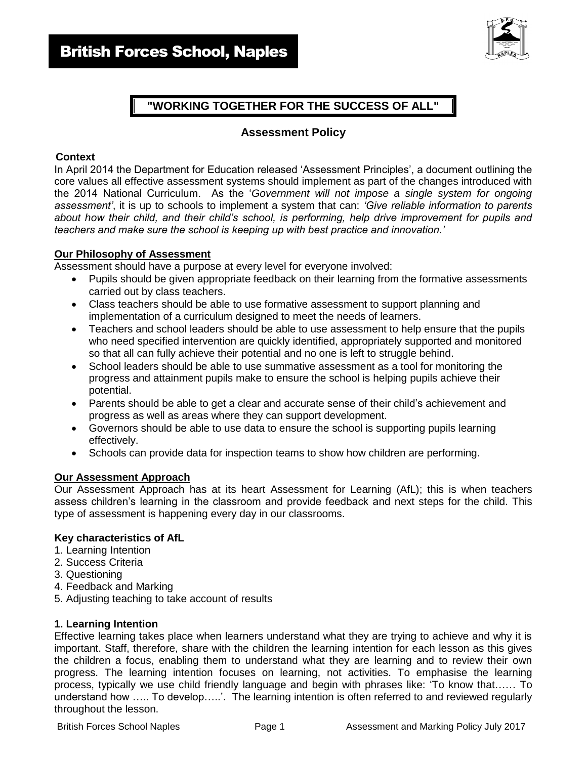# British Forces School, Naples

## "WORKING TOGETHER FOR THE SUCCESS OF ALL"

## Assessment Policy

**Context**

In April 2014 the Department for Education released 'Assessment Principles', a document outlining the core values all effective assessment systems should implement as part of the changes introduced with the 2014 National Curriculum. As the '*Government will not impose a single system for ongoing assessment'*, it is up to schools to implement a system that can: *'Give reliable information to parents about how their child, and their child's school, is performing, help drive improvement for pupils and teachers and make sure the school is keeping up with best practice and innovation.'*

**Our Philosophy of Assessment**

Assessment should have a purpose at every level for everyone involved:

- Pupils should be given appropriate feedback on their learning from the formative assessments carried out by class teachers.
- Class teachers should be able to use formative assessment to support planning and implementation of a curriculum designed to meet the needs of learners.
- Teachers and school leaders should be able to use assessment to help ensure that the pupils who need specified intervention are quickly identified, appropriately supported and monitored so that all can fully achieve their potential and no one is left to struggle behind.
- School leaders should be able to use summative assessment as a tool for monitoring the progress and attainment pupils make to ensure the school is helping pupils achieve their potential.
- Parents should be able to get a clear and accurate sense of their child's achievement and progress as well as areas where they can support development.
- Governors should be able to use data to ensure the school is supporting pupils learning effectively.
- Schools can provide data for inspection teams to show how children are performing.

**Our Assessment Approach**

Our Assessment Approach has at its heart Assessment for Learning (AfL); this is when teachers assess children's learning in the classroom and provide feedback and next steps for the child. This type of assessment is happening every day in our classrooms.

**Key characteristics of AfL**

1. Learning Intention
2. Success Criteria
3. Questioning
4. Feedback and Marking
5. Adjusting teaching to take account of results

**1. Learning Intention**

Effective learning takes place when learners understand what they are trying to achieve and why it is important. Staff, therefore, share with the children the learning intention for each lesson as this gives the children a focus, enabling them to understand what they are learning and to review their own progress. The learning intention focuses on learning, not activities. To emphasise the learning process, typically we use child friendly language and begin with phrases like: 'To know that…… To understand how ….. To develop…..'. The learning intention is often referred to and reviewed regularly throughout the lesson.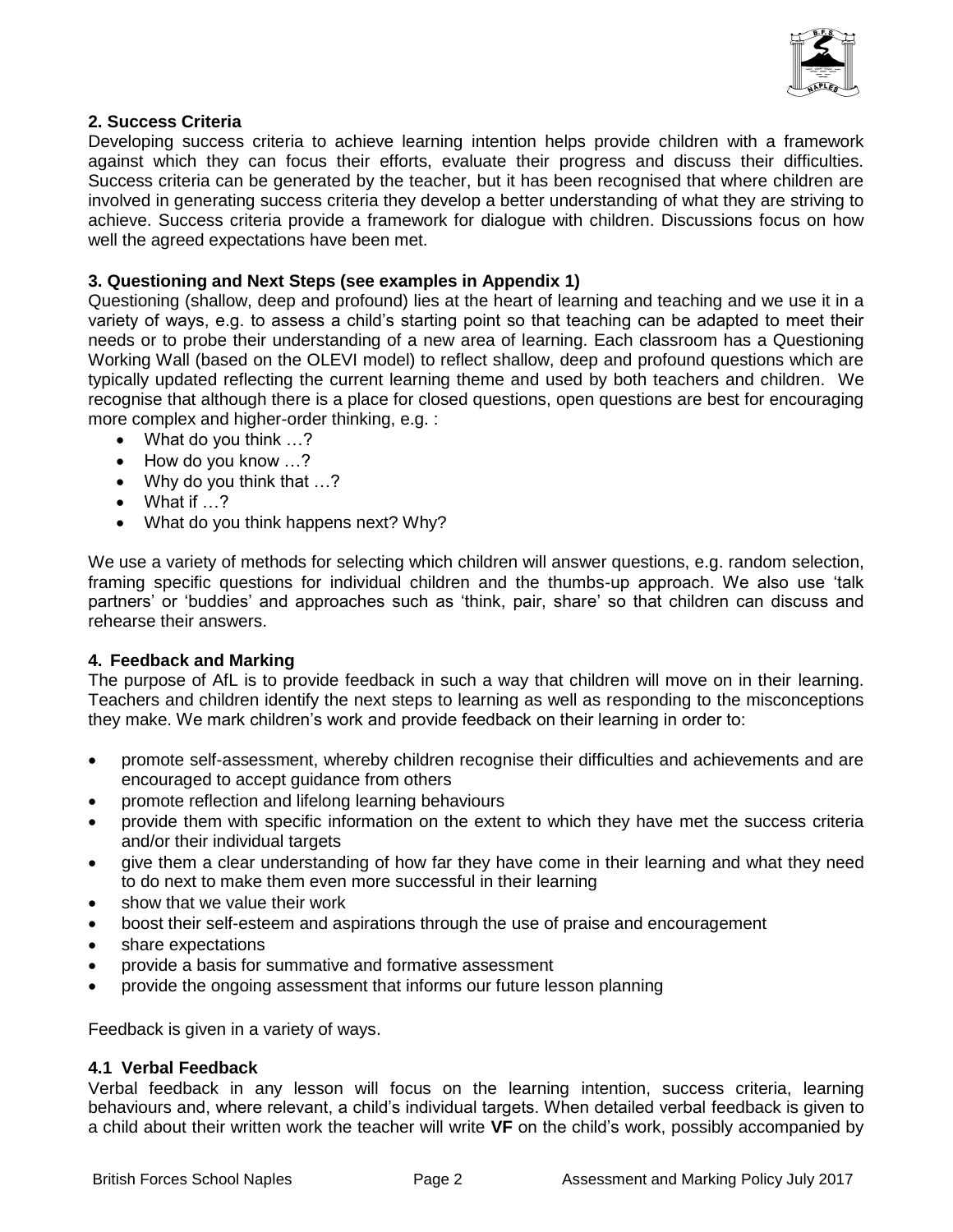## 2. Success Criteria

Developing success criteria to achieve learning intention helps provide children with a framework against which they can focus their efforts, evaluate their progress and discuss their difficulties. Success criteria can be generated by the teacher, but it has been recognised that where children are involved in generating success criteria they develop a better understanding of what they are striving to achieve. Success criteria provide a framework for dialogue with children. Discussions focus on how well the agreed expectations have been met.

## 3. Questioning and Next Steps (see examples in Appendix 1)

Questioning (shallow, deep and profound) lies at the heart of learning and teaching and we use it in a variety of ways, e.g. to assess a child's starting point so that teaching can be adapted to meet their needs or to probe their understanding of a new area of learning. Each classroom has a Questioning Working Wall (based on the OLEVI model) to reflect shallow, deep and profound questions which are typically updated reflecting the current learning theme and used by both teachers and children. We recognise that although there is a place for closed questions, open questions are best for encouraging more complex and higher-order thinking, e.g. :

- What do you think …?
- How do you know …?
- Why do you think that …?
- What if …?
- What do you think happens next? Why?

We use a variety of methods for selecting which children will answer questions, e.g. random selection, framing specific questions for individual children and the thumbs-up approach. We also use 'talk partners' or 'buddies' and approaches such as 'think, pair, share' so that children can discuss and rehearse their answers.

## 4. Feedback and Marking

The purpose of AfL is to provide feedback in such a way that children will move on in their learning. Teachers and children identify the next steps to learning as well as responding to the misconceptions they make. We mark children's work and provide feedback on their learning in order to:

- promote self-assessment, whereby children recognise their difficulties and achievements and are encouraged to accept guidance from others
- promote reflection and lifelong learning behaviours
- provide them with specific information on the extent to which they have met the success criteria and/or their individual targets
- give them a clear understanding of how far they have come in their learning and what they need to do next to make them even more successful in their learning
- show that we value their work
- boost their self-esteem and aspirations through the use of praise and encouragement
- share expectations
- provide a basis for summative and formative assessment
- provide the ongoing assessment that informs our future lesson planning

Feedback is given in a variety of ways.

### 4.1 Verbal Feedback

Verbal feedback in any lesson will focus on the learning intention, success criteria, learning behaviours and, where relevant, a child's individual targets. When detailed verbal feedback is given to a child about their written work the teacher will write **VF** on the child's work, possibly accompanied by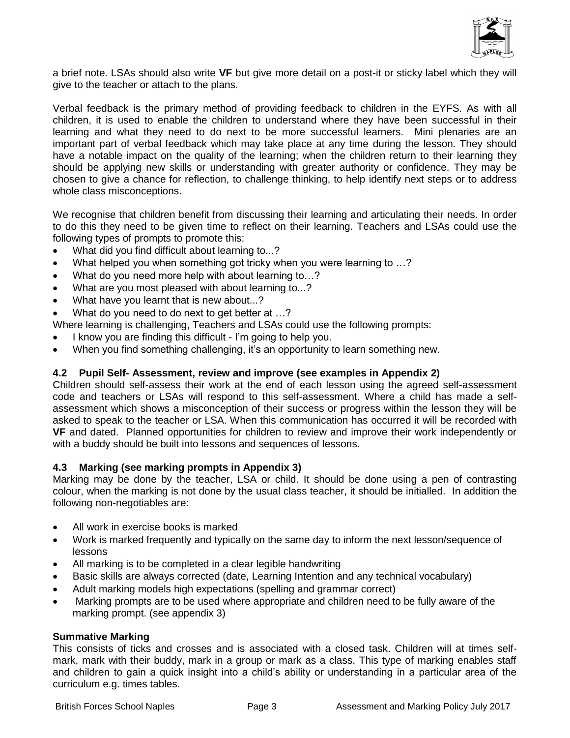a brief note. LSAs should also write **VF** but give more detail on a post-it or sticky label which they will give to the teacher or attach to the plans.

Verbal feedback is the primary method of providing feedback to children in the EYFS. As with all children, it is used to enable the children to understand where they have been successful in their learning and what they need to do next to be more successful learners. Mini plenaries are an important part of verbal feedback which may take place at any time during the lesson. They should have a notable impact on the quality of the learning; when the children return to their learning they should be applying new skills or understanding with greater authority or confidence. They may be chosen to give a chance for reflection, to challenge thinking, to help identify next steps or to address whole class misconceptions.

We recognise that children benefit from discussing their learning and articulating their needs. In order to do this they need to be given time to reflect on their learning. Teachers and LSAs could use the following types of prompts to promote this:

- What did you find difficult about learning to...?
- What helped you when something got tricky when you were learning to …?
- What do you need more help with about learning to…?
- What are you most pleased with about learning to...?
- What have you learnt that is new about...?
- What do you need to do next to get better at …?

Where learning is challenging, Teachers and LSAs could use the following prompts:

- I know you are finding this difficult - I'm going to help you.
- When you find something challenging, it's an opportunity to learn something new.

### 4.2 Pupil Self- Assessment, review and improve (see examples in Appendix 2)

Children should self-assess their work at the end of each lesson using the agreed self-assessment code and teachers or LSAs will respond to this self-assessment. Where a child has made a self-assessment which shows a misconception of their success or progress within the lesson they will be asked to speak to the teacher or LSA. When this communication has occurred it will be recorded with **VF** and dated. Planned opportunities for children to review and improve their work independently or with a buddy should be built into lessons and sequences of lessons.

### 4.3 Marking (see marking prompts in Appendix 3)

Marking may be done by the teacher, LSA or child. It should be done using a pen of contrasting colour, when the marking is not done by the usual class teacher, it should be initialled. In addition the following non-negotiables are:

- All work in exercise books is marked
- Work is marked frequently and typically on the same day to inform the next lesson/sequence of lessons
- All marking is to be completed in a clear legible handwriting
- Basic skills are always corrected (date, Learning Intention and any technical vocabulary)
- Adult marking models high expectations (spelling and grammar correct)
- Marking prompts are to be used where appropriate and children need to be fully aware of the marking prompt. (see appendix 3)

**Summative Marking**

This consists of ticks and crosses and is associated with a closed task. Children will at times self-mark, mark with their buddy, mark in a group or mark as a class. This type of marking enables staff and children to gain a quick insight into a child's ability or understanding in a particular area of the curriculum e.g. times tables.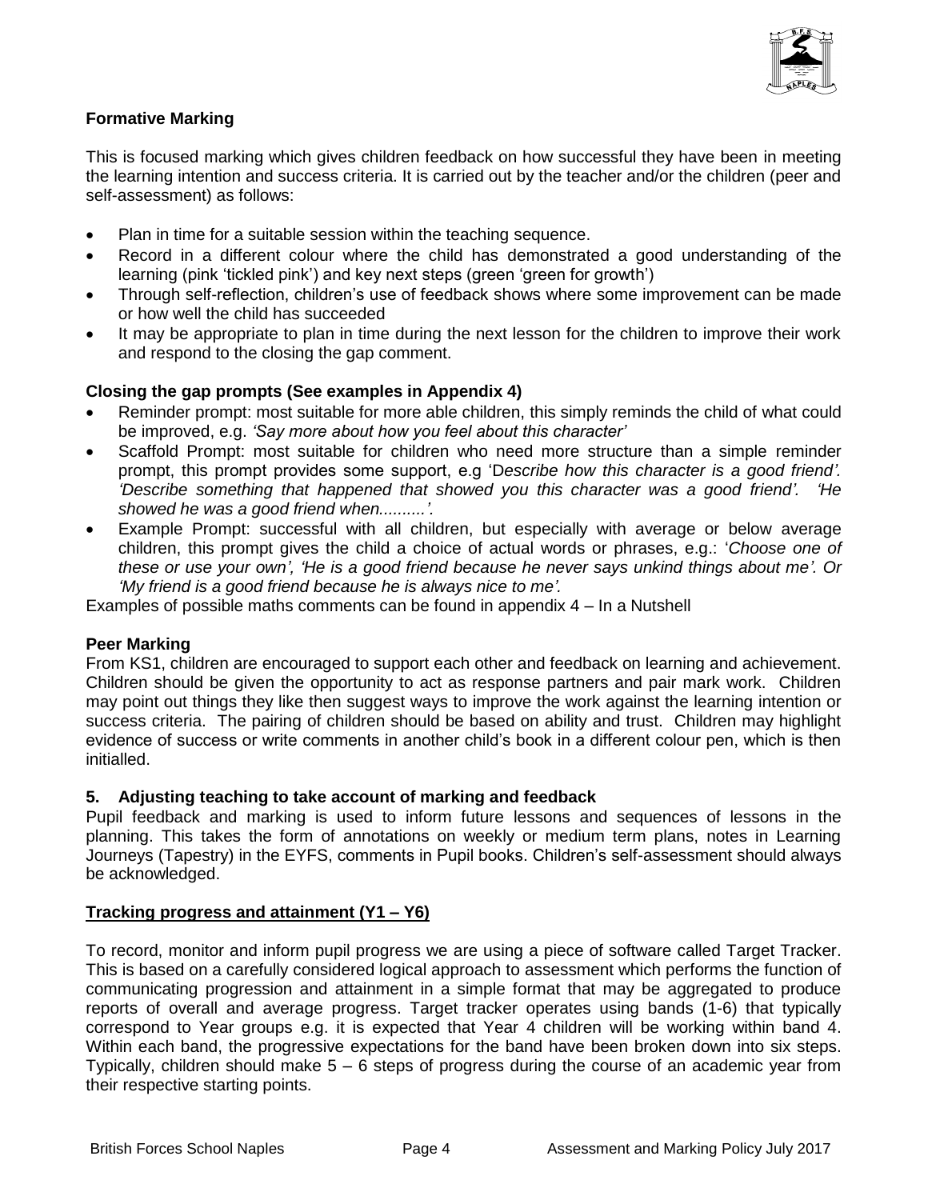**Formative Marking**

This is focused marking which gives children feedback on how successful they have been in meeting the learning intention and success criteria. It is carried out by the teacher and/or the children (peer and self-assessment) as follows:

- Plan in time for a suitable session within the teaching sequence.
- Record in a different colour where the child has demonstrated a good understanding of the learning (pink 'tickled pink') and key next steps (green 'green for growth')
- Through self-reflection, children's use of feedback shows where some improvement can be made or how well the child has succeeded
- It may be appropriate to plan in time during the next lesson for the children to improve their work and respond to the closing the gap comment.

**Closing the gap prompts (See examples in Appendix 4)**

- Reminder prompt: most suitable for more able children, this simply reminds the child of what could be improved, e.g. *'Say more about how you feel about this character'*
- Scaffold Prompt: most suitable for children who need more structure than a simple reminder prompt, this prompt provides some support, e.g 'D*escribe how this character is a good friend'. 'Describe something that happened that showed you this character was a good friend'. 'He showed he was a good friend when..........'.*
- Example Prompt: successful with all children, but especially with average or below average children, this prompt gives the child a choice of actual words or phrases, e.g.: '*Choose one of these or use your own', 'He is a good friend because he never says unkind things about me'. Or 'My friend is a good friend because he is always nice to me'.*

Examples of possible maths comments can be found in appendix 4 – In a Nutshell

**Peer Marking**

From KS1, children are encouraged to support each other and feedback on learning and achievement. Children should be given the opportunity to act as response partners and pair mark work. Children may point out things they like then suggest ways to improve the work against the learning intention or success criteria. The pairing of children should be based on ability and trust. Children may highlight evidence of success or write comments in another child's book in a different colour pen, which is then initialled.

**5. Adjusting teaching to take account of marking and feedback**

Pupil feedback and marking is used to inform future lessons and sequences of lessons in the planning. This takes the form of annotations on weekly or medium term plans, notes in Learning Journeys (Tapestry) in the EYFS, comments in Pupil books. Children's self-assessment should always be acknowledged.

**Tracking progress and attainment (Y1 – Y6)**

To record, monitor and inform pupil progress we are using a piece of software called Target Tracker. This is based on a carefully considered logical approach to assessment which performs the function of communicating progression and attainment in a simple format that may be aggregated to produce reports of overall and average progress. Target tracker operates using bands (1-6) that typically correspond to Year groups e.g. it is expected that Year 4 children will be working within band 4. Within each band, the progressive expectations for the band have been broken down into six steps. Typically, children should make 5 – 6 steps of progress during the course of an academic year from their respective starting points.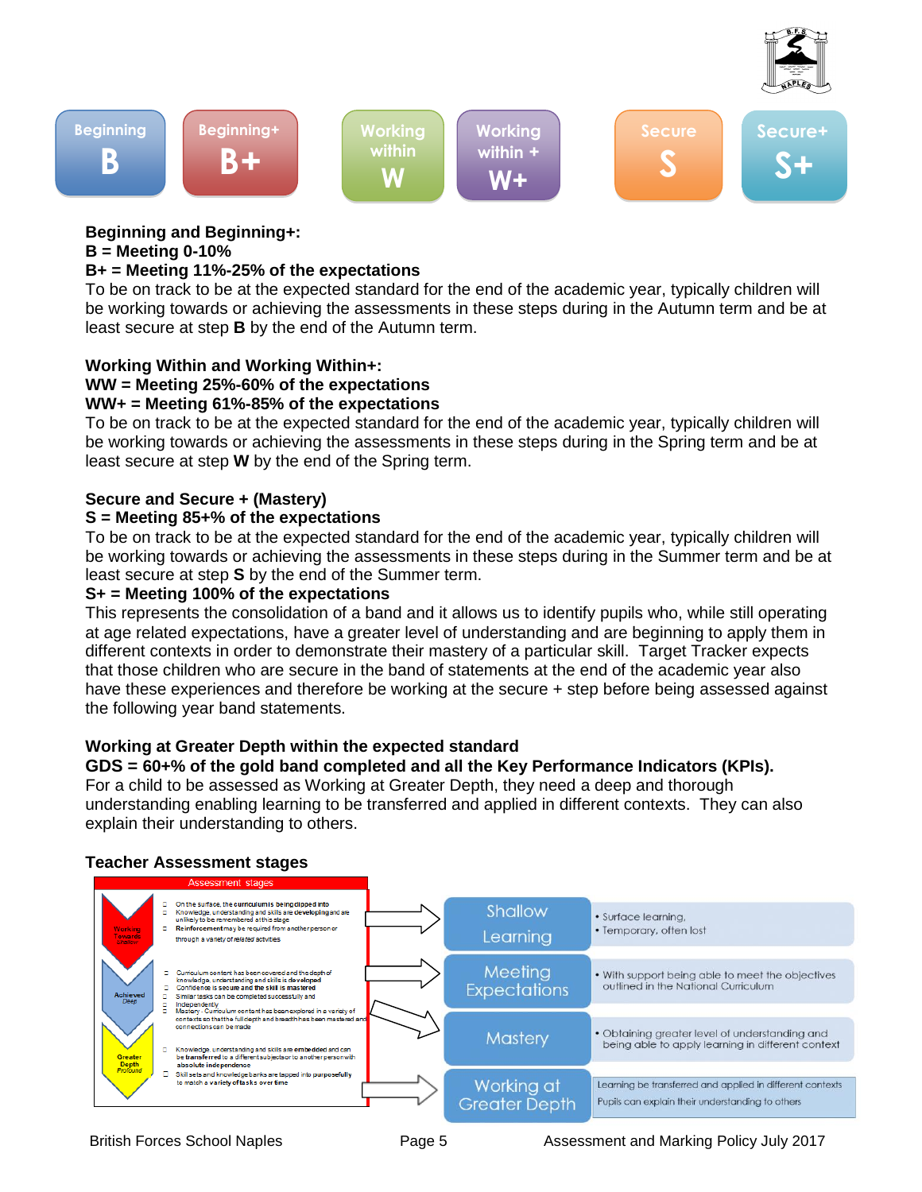Beginning

**B**

Beginning+

**B+**

Working within

**W**

Working within +

**W+**

Secure

**S**

Secure+

**S+**

**Beginning and Beginning+:**
**B = Meeting 0-10%**
**B+ = Meeting 11%-25% of the expectations**

To be on track to be at the expected standard for the end of the academic year, typically children will be working towards or achieving the assessments in these steps during in the Autumn term and be at least secure at step **B** by the end of the Autumn term.

**Working Within and Working Within+:**
**WW = Meeting 25%-60% of the expectations**
**WW+ = Meeting 61%-85% of the expectations**

To be on track to be at the expected standard for the end of the academic year, typically children will be working towards or achieving the assessments in these steps during in the Spring term and be at least secure at step **W** by the end of the Spring term.

**Secure and Secure + (Mastery)**
**S = Meeting 85+% of the expectations**

To be on track to be at the expected standard for the end of the academic year, typically children will be working towards or achieving the assessments in these steps during in the Summer term and be at least secure at step **S** by the end of the Summer term.

**S+ = Meeting 100% of the expectations**

This represents the consolidation of a band and it allows us to identify pupils who, while still operating at age related expectations, have a greater level of understanding and are beginning to apply them in different contexts in order to demonstrate their mastery of a particular skill. Target Tracker expects that those children who are secure in the band of statements at the end of the academic year also have these experiences and therefore be working at the secure + step before being assessed against the following year band statements.

**Working at Greater Depth within the expected standard**
**GDS = 60+% of the gold band completed and all the Key Performance Indicators (KPIs).**

For a child to be assessed as Working at Greater Depth, they need a deep and thorough understanding enabling learning to be transferred and applied in different contexts. They can also explain their understanding to others.

**Teacher Assessment stages**

**Assessment stages**

**Working Towards Shallow**
- On the surface, the **curriculum is being dipped into**
- Knowledge, understanding and skills are **developing** and are unlikely to be remembered at this stage
- **Reinforcement** may be required from another person or through a variety of *related* activities

**Achieved Deep**
- Curriculum content has been covered and the depth of knowledge, understanding and skills is **developed**
- Confidence is **secure and the skill is mastered**
- Similar tasks can be completed successfully and independently
- Mastery - Curriculum content has been explored in a variety of contexts so that the full depth and breadth has been mastered and connections can be made

**Greater Depth Profound**
- Knowledge, understanding and skills are **embedded** and can be **transferred** to a different subjects or to another person with **absolute independence**
- Skill sets and knowledge banks are tapped into purposefully to match a **variety of tasks over time**

| Stage | Description |
|---|---|
| Shallow Learning | • Surface learning, • Temporary, often lost |
| Meeting Expectations | • With support being able to meet the objectives outlined in the National Curriculum |
| Mastery | • Obtaining greater level of understanding and being able to apply learning in different context |
| Working at Greater Depth | Learning be transferred and applied in different contexts. Pupils can explain their understanding to others |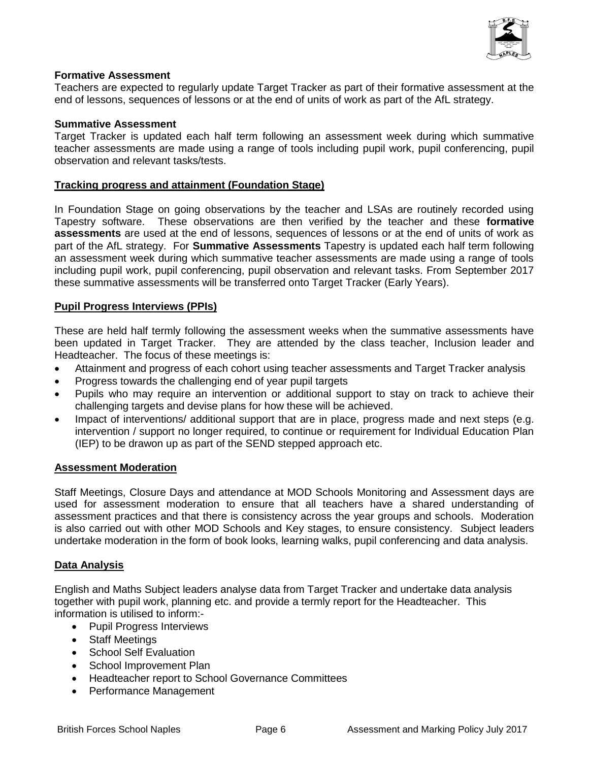**Formative Assessment**

Teachers are expected to regularly update Target Tracker as part of their formative assessment at the end of lessons, sequences of lessons or at the end of units of work as part of the AfL strategy.

**Summative Assessment**

Target Tracker is updated each half term following an assessment week during which summative teacher assessments are made using a range of tools including pupil work, pupil conferencing, pupil observation and relevant tasks/tests.

## Tracking progress and attainment (Foundation Stage)

In Foundation Stage on going observations by the teacher and LSAs are routinely recorded using Tapestry software. These observations are then verified by the teacher and these **formative assessments** are used at the end of lessons, sequences of lessons or at the end of units of work as part of the AfL strategy. For **Summative Assessments** Tapestry is updated each half term following an assessment week during which summative teacher assessments are made using a range of tools including pupil work, pupil conferencing, pupil observation and relevant tasks. From September 2017 these summative assessments will be transferred onto Target Tracker (Early Years).

## Pupil Progress Interviews (PPIs)

These are held half termly following the assessment weeks when the summative assessments have been updated in Target Tracker. They are attended by the class teacher, Inclusion leader and Headteacher. The focus of these meetings is:

- Attainment and progress of each cohort using teacher assessments and Target Tracker analysis
- Progress towards the challenging end of year pupil targets
- Pupils who may require an intervention or additional support to stay on track to achieve their challenging targets and devise plans for how these will be achieved.
- Impact of interventions/ additional support that are in place, progress made and next steps (e.g. intervention / support no longer required, to continue or requirement for Individual Education Plan (IEP) to be drawon up as part of the SEND stepped approach etc.

## Assessment Moderation

Staff Meetings, Closure Days and attendance at MOD Schools Monitoring and Assessment days are used for assessment moderation to ensure that all teachers have a shared understanding of assessment practices and that there is consistency across the year groups and schools. Moderation is also carried out with other MOD Schools and Key stages, to ensure consistency. Subject leaders undertake moderation in the form of book looks, learning walks, pupil conferencing and data analysis.

## Data Analysis

English and Maths Subject leaders analyse data from Target Tracker and undertake data analysis together with pupil work, planning etc. and provide a termly report for the Headteacher. This information is utilised to inform:-

- Pupil Progress Interviews
- Staff Meetings
- School Self Evaluation
- School Improvement Plan
- Headteacher report to School Governance Committees
- Performance Management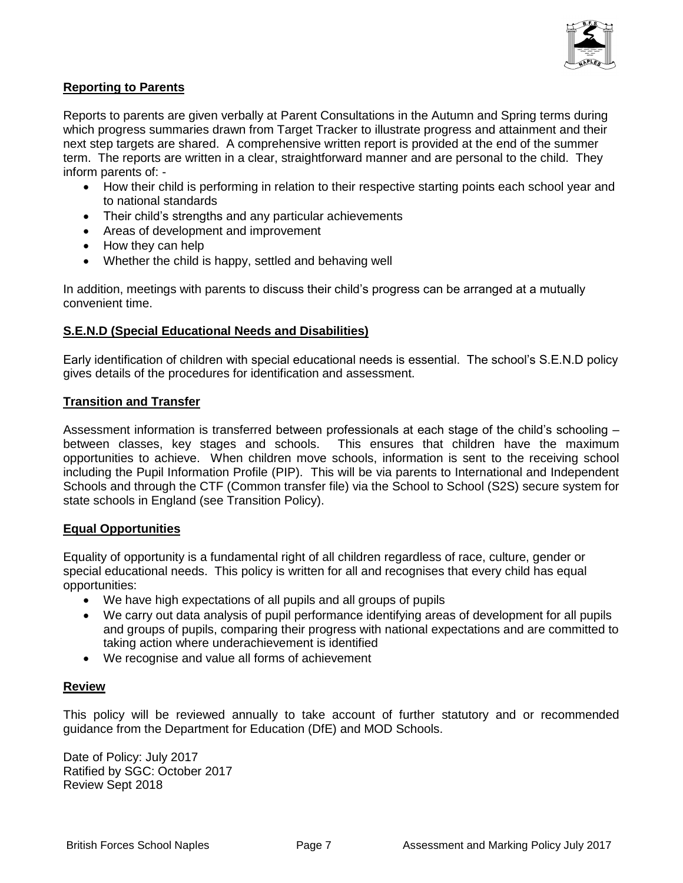## Reporting to Parents

Reports to parents are given verbally at Parent Consultations in the Autumn and Spring terms during which progress summaries drawn from Target Tracker to illustrate progress and attainment and their next step targets are shared. A comprehensive written report is provided at the end of the summer term. The reports are written in a clear, straightforward manner and are personal to the child. They inform parents of: -

- How their child is performing in relation to their respective starting points each school year and to national standards
- Their child's strengths and any particular achievements
- Areas of development and improvement
- How they can help
- Whether the child is happy, settled and behaving well

In addition, meetings with parents to discuss their child's progress can be arranged at a mutually convenient time.

## S.E.N.D (Special Educational Needs and Disabilities)

Early identification of children with special educational needs is essential. The school's S.E.N.D policy gives details of the procedures for identification and assessment.

## Transition and Transfer

Assessment information is transferred between professionals at each stage of the child's schooling – between classes, key stages and schools. This ensures that children have the maximum opportunities to achieve. When children move schools, information is sent to the receiving school including the Pupil Information Profile (PIP). This will be via parents to International and Independent Schools and through the CTF (Common transfer file) via the School to School (S2S) secure system for state schools in England (see Transition Policy).

## Equal Opportunities

Equality of opportunity is a fundamental right of all children regardless of race, culture, gender or special educational needs. This policy is written for all and recognises that every child has equal opportunities:

- We have high expectations of all pupils and all groups of pupils
- We carry out data analysis of pupil performance identifying areas of development for all pupils and groups of pupils, comparing their progress with national expectations and are committed to taking action where underachievement is identified
- We recognise and value all forms of achievement

## Review

This policy will be reviewed annually to take account of further statutory and or recommended guidance from the Department for Education (DfE) and MOD Schools.

Date of Policy: July 2017
Ratified by SGC: October 2017
Review Sept 2018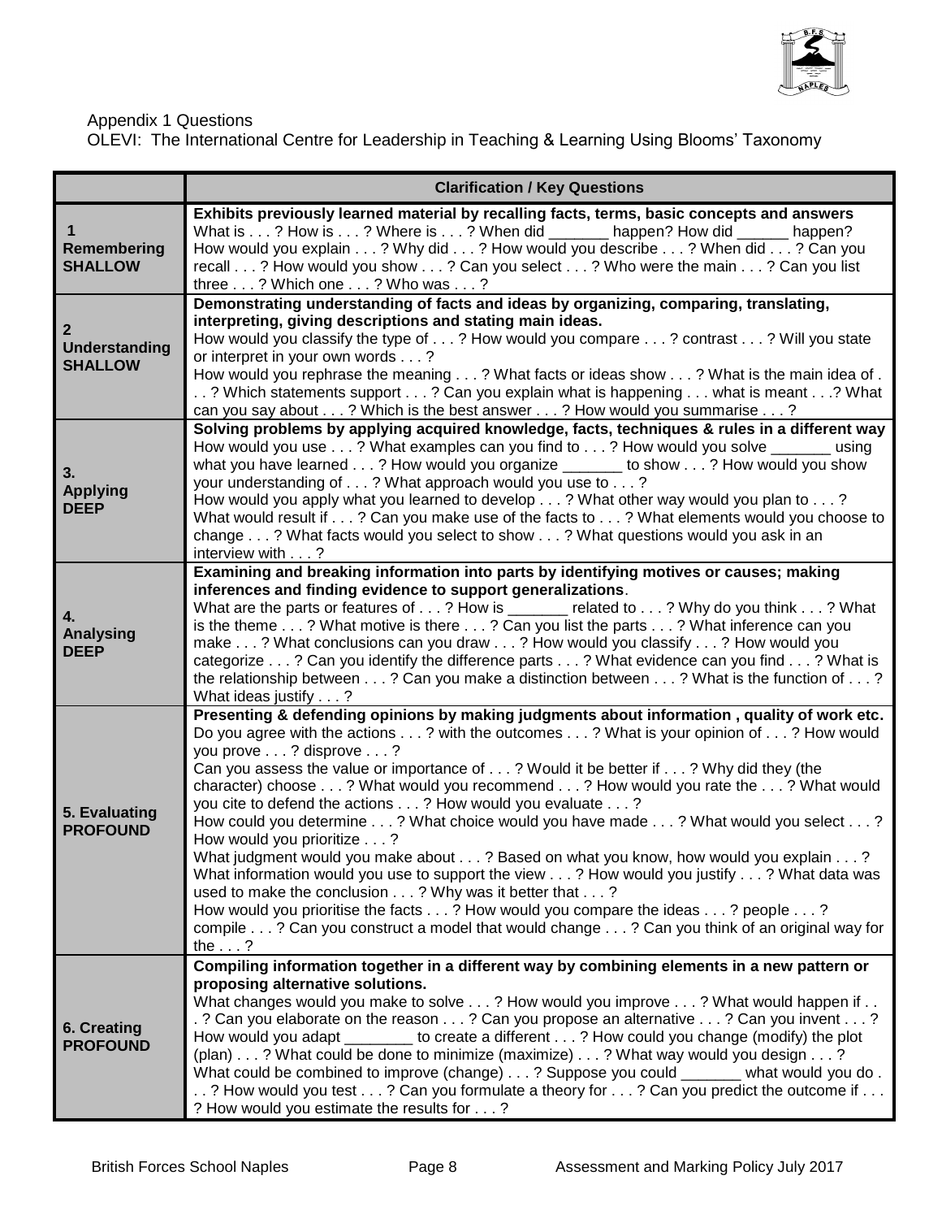Appendix 1 Questions

OLEVI: The International Centre for Leadership in Teaching & Learning Using Blooms' Taxonomy

| | **Clarification / Key Questions** |
|---|---|
| **1 Remembering SHALLOW** | **Exhibits previously learned material by recalling facts, terms, basic concepts and answers** What is . . . ? How is . . . ? Where is . . . ? When did _______ happen? How did ______ happen? How would you explain . . . ? Why did . . . ? How would you describe . . . ? When did . . . ? Can you recall . . . ? How would you show . . . ? Can you select . . . ? Who were the main . . . ? Can you list three . . . ? Which one . . . ? Who was . . . ? |
| **2 Understanding SHALLOW** | **Demonstrating understanding of facts and ideas by organizing, comparing, translating, interpreting, giving descriptions and stating main ideas.** How would you classify the type of . . . ? How would you compare . . . ? contrast . . . ? Will you state or interpret in your own words . . . ? How would you rephrase the meaning . . . ? What facts or ideas show . . . ? What is the main idea of . . . ? Which statements support . . . ? Can you explain what is happening . . . what is meant . . .? What can you say about . . . ? Which is the best answer . . . ? How would you summarise . . . ? |
| **3. Applying DEEP** | **Solving problems by applying acquired knowledge, facts, techniques & rules in a different way** How would you use . . . ? What examples can you find to . . . ? How would you solve _______ using what you have learned . . . ? How would you organize _______ to show . . . ? How would you show your understanding of . . . ? What approach would you use to . . . ? How would you apply what you learned to develop . . . ? What other way would you plan to . . . ? What would result if . . . ? Can you make use of the facts to . . . ? What elements would you choose to change . . . ? What facts would you select to show . . . ? What questions would you ask in an interview with . . . ? |
| **4. Analysing DEEP** | **Examining and breaking information into parts by identifying motives or causes; making inferences and finding evidence to support generalizations**. What are the parts or features of . . . ? How is _______ related to . . . ? Why do you think . . . ? What is the theme . . . ? What motive is there . . . ? Can you list the parts . . . ? What inference can you make . . . ? What conclusions can you draw . . . ? How would you classify . . . ? How would you categorize . . . ? Can you identify the difference parts . . . ? What evidence can you find . . . ? What is the relationship between . . . ? Can you make a distinction between . . . ? What is the function of . . . ? What ideas justify . . . ? |
| **5. Evaluating PROFOUND** | **Presenting & defending opinions by making judgments about information , quality of work etc.** Do you agree with the actions . . . ? with the outcomes . . . ? What is your opinion of . . . ? How would you prove . . . ? disprove . . . ? Can you assess the value or importance of . . . ? Would it be better if . . . ? Why did they (the character) choose . . . ? What would you recommend . . . ? How would you rate the . . . ? What would you cite to defend the actions . . . ? How would you evaluate . . . ? How could you determine . . . ? What choice would you have made . . . ? What would you select . . . ? How would you prioritize . . . ? What judgment would you make about . . . ? Based on what you know, how would you explain . . . ? What information would you use to support the view . . . ? How would you justify . . . ? What data was used to make the conclusion . . . ? Why was it better that . . . ? How would you prioritise the facts . . . ? How would you compare the ideas . . . ? people . . . ? compile . . . ? Can you construct a model that would change . . . ? Can you think of an original way for the . . . ? |
| **6. Creating PROFOUND** | **Compiling information together in a different way by combining elements in a new pattern or proposing alternative solutions.** What changes would you make to solve . . . ? How would you improve . . . ? What would happen if . . . ? Can you elaborate on the reason . . . ? Can you propose an alternative . . . ? Can you invent . . . ? How would you adapt ________ to create a different . . . ? How could you change (modify) the plot (plan) . . . ? What could be done to minimize (maximize) . . . ? What way would you design . . . ? What could be combined to improve (change) . . . ? Suppose you could _______ what would you do . . . ? How would you test . . . ? Can you formulate a theory for . . . ? Can you predict the outcome if . . . ? How would you estimate the results for . . . ? |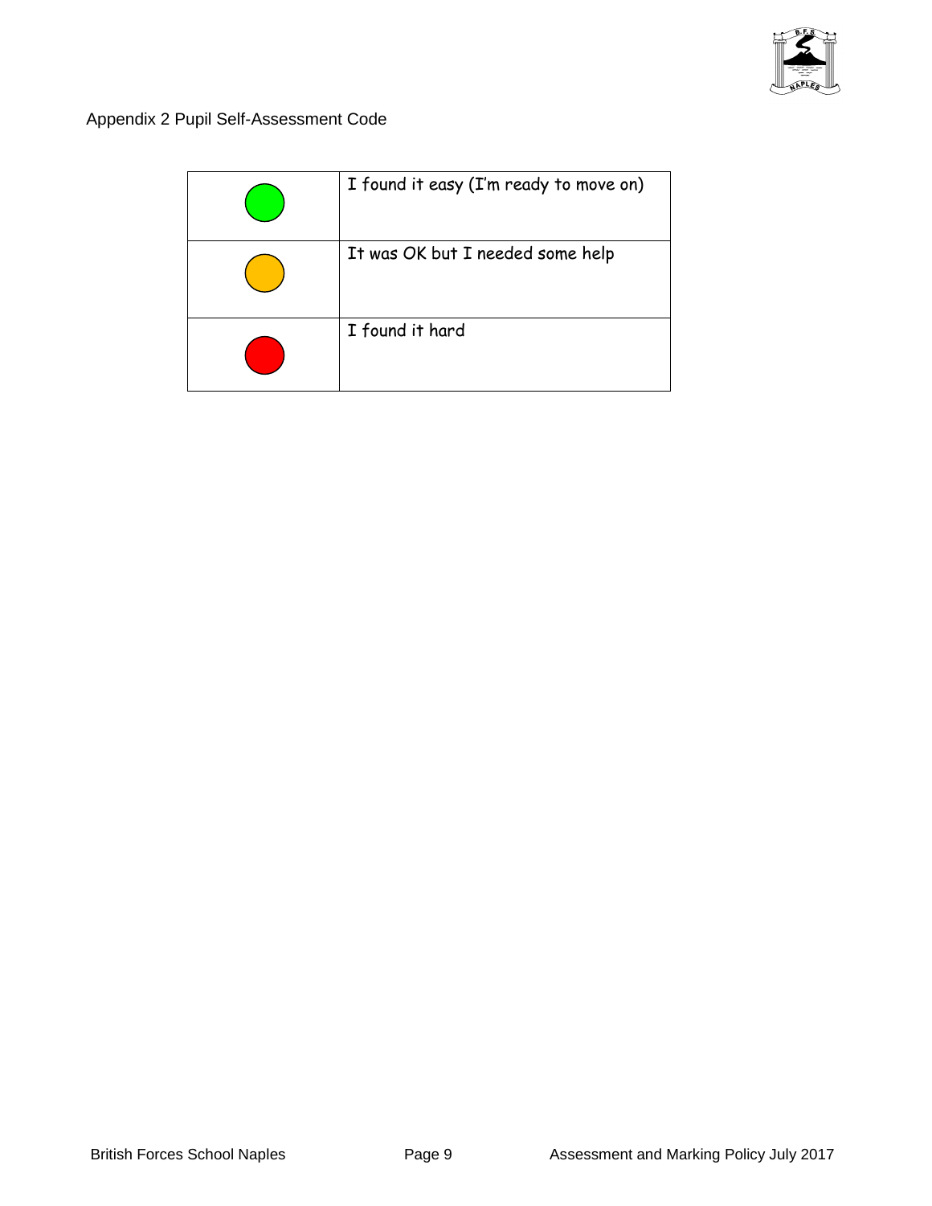Appendix 2 Pupil Self-Assessment Code

| | |
|---|---|
| | I found it easy (I'm ready to move on) |
| | It was OK but I needed some help |
| | I found it hard |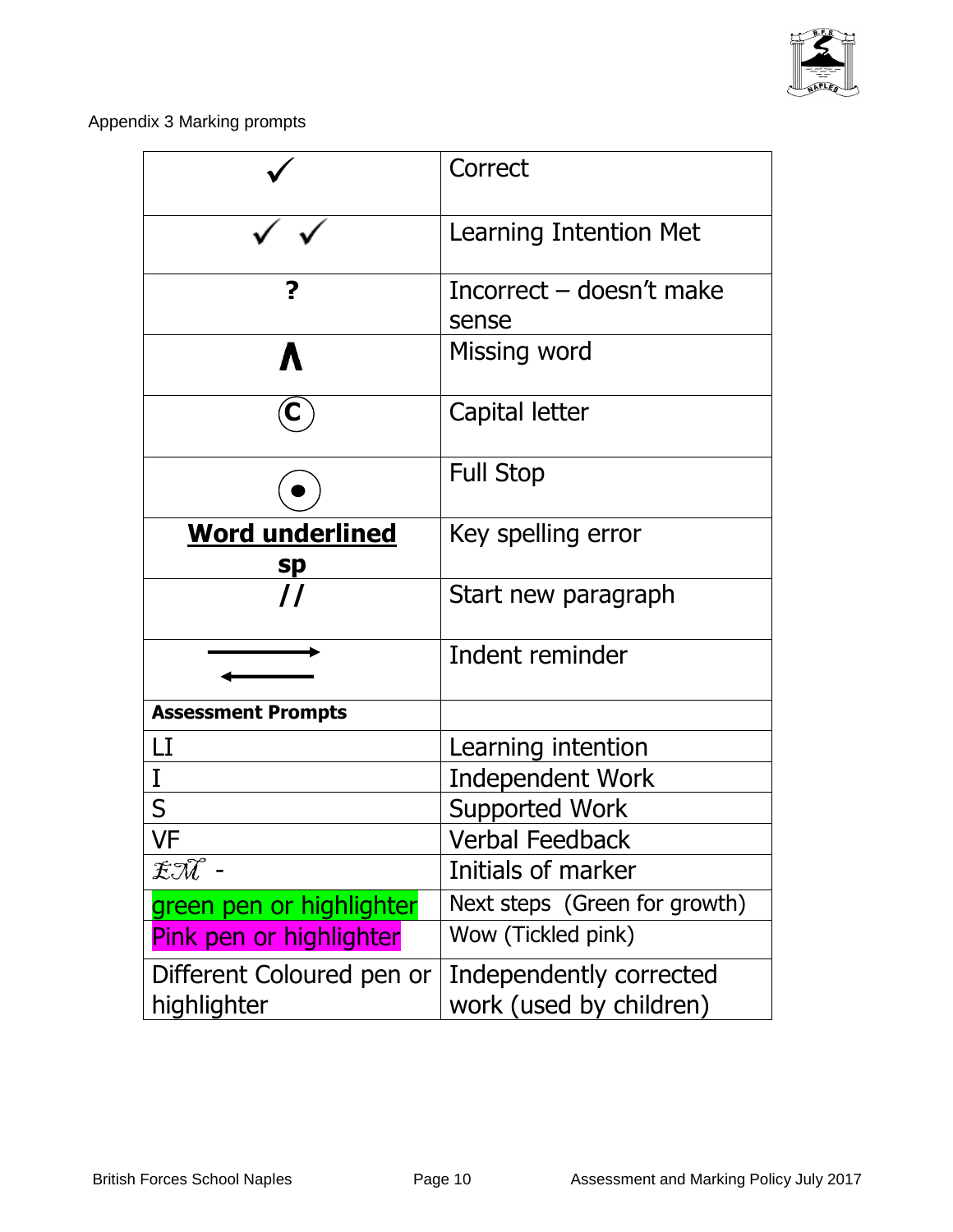Appendix 3 Marking prompts

| ✓ | Correct |
|---|---|
| ✓ ✓ | Learning Intention Met |
| **?** | Incorrect – doesn't make sense |
| **Λ** | Missing word |
| Ⓒ | Capital letter |
| ⨀ | Full Stop |
| **<u>Word underlined</u>** **sp** | Key spelling error |
| **//** | Start new paragraph |
| ⟶ ⟵ | Indent reminder |
| **Assessment Prompts** | |
| LI | Learning intention |
| I | Independent Work |
| S | Supported Work |
| VF | Verbal Feedback |
| *EM* - | Initials of marker |
| green pen or highlighter | Next steps (Green for growth) |
| Pink pen or highlighter | Wow (Tickled pink) |
| Different Coloured pen or highlighter | Independently corrected work (used by children) |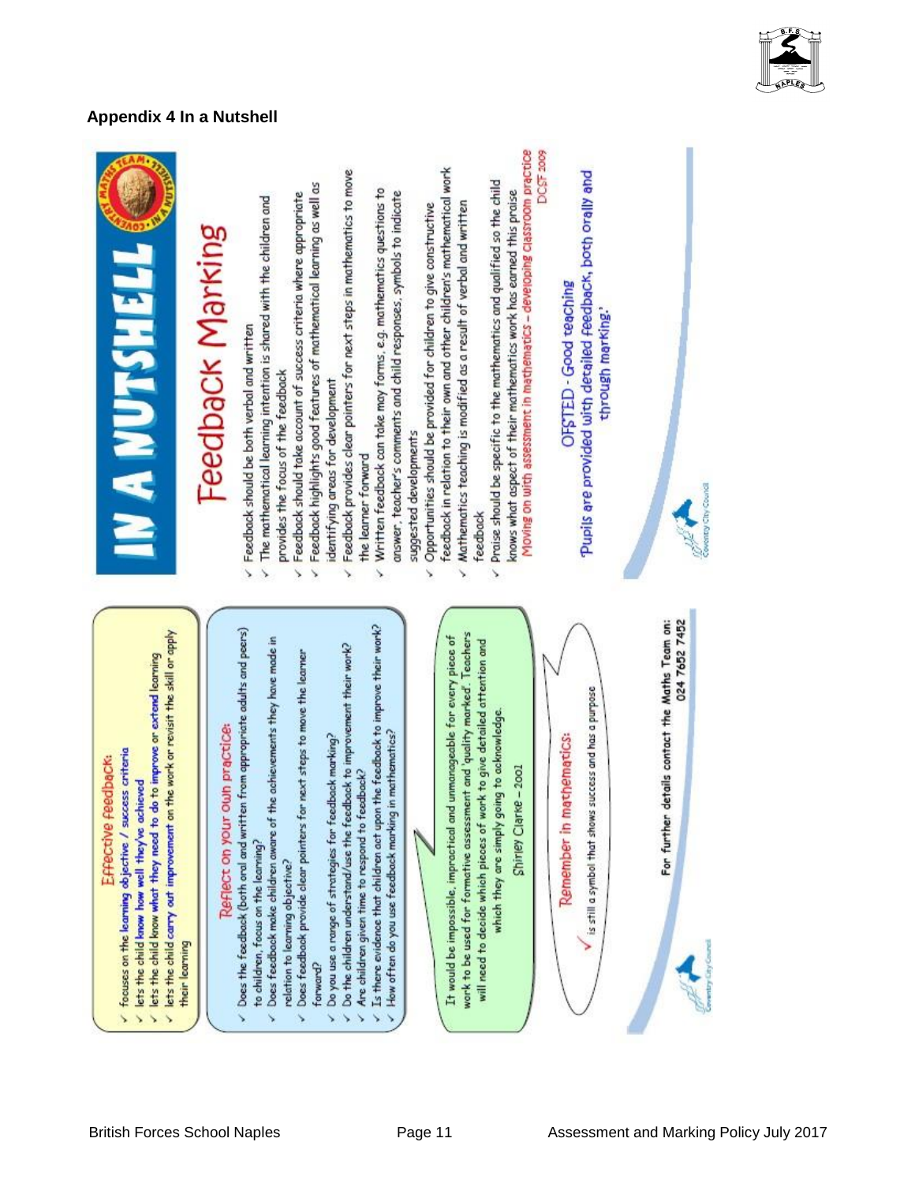## Appendix 4 In a Nutshell

# IN A NUTSHELL

## Feedback Marking

- Feedback should be both verbal and written
- The mathematical learning intention is shared with the children and provides the focus of the feedback
- Feedback should take account of success criteria where appropriate
- Feedback highlights good features of mathematical learning as well as identifying areas for development
- Feedback provides clear pointers for next steps in mathematics to move the learner forward
- Written feedback can take may forms, e.g. mathematics questions to answer, teacher's comments and child responses, symbols to indicate suggested developments
- Opportunities should be provided for children to give constructive feedback in relation to their own and other children's mathematical work
- Mathematics teaching is modified as a result of verbal and written feedback
- Praise should be specific to the mathematics and qualified so the child knows what aspect of their mathematics work has earned this praise

Moving on with assessment in mathematics – developing classroom practice DCSF 2009

OFSTED - Good teaching

'Pupils are provided with detailed feedback, both orally and through marking.'

### Effective feedback:

- focuses on the **learning objective / success criteria**
- lets the child **know how well** they've achieved
- lets the child know **what they need to do to improve or extend** learning
- lets the child **carry out improvement** on the work or revisit the skill or apply their learning

### Reflect on your own practice:

- Does the feedback (both oral and written from appropriate adults and peers) to children, focus on the learning?
- Does feedback make children aware of the achievements they have made in relation to learning objective?
- Does feedback provide clear pointers for next steps to move the learner forward?
- Do you use a range of strategies for feedback marking?
- Do the children understand/use the feedback to improvement their work?
- Are children given time to respond to feedback?
- Is there evidence that children act upon the feedback to improve their work?
- How often do you use feedback marking in mathematics?

It would be impossible, impractical and unmanageable for every piece of work to be used for formative assessment and 'quality marked'. Teachers will need to decide which pieces of work to give detailed attention and which they are simply going to acknowledge.

Shirley Clarke – 2001

### Remember in mathematics:

✓ is still a symbol that shows success and has a purpose

For further details contact the Maths Team on: 024 7652 7452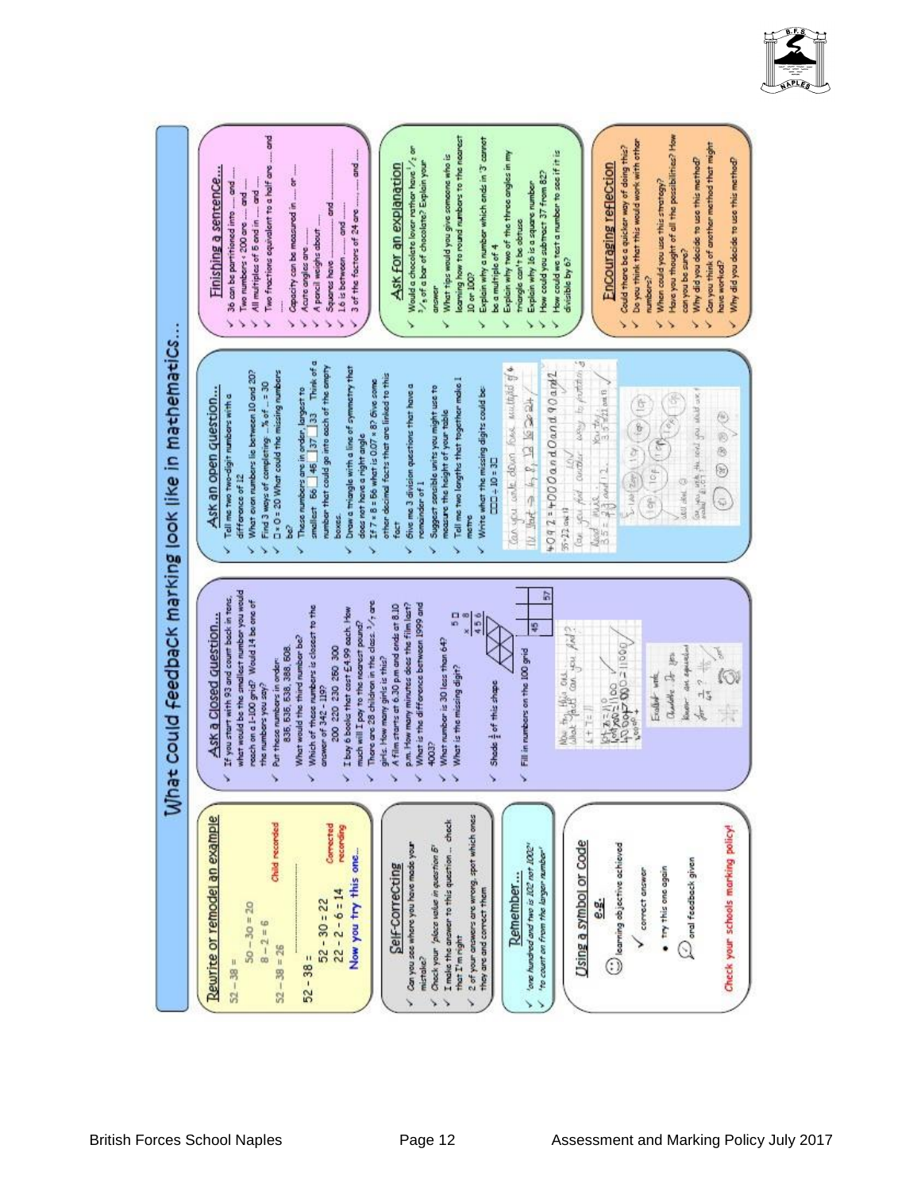# What could feedback marking look like in mathematics...

## Rewrite or remodel an example

52 − 38 =

50 − 30 = 20

8 − 2 = 6

52 − 38 = 26

Child recorded

52 − 38 =

52 − 30 = 22

22 − 2 − 6 = 14

Corrected recording

Now you try this one...

## Self-correcting

- Can you see where you have made your mistake?
- Check your 'place value in question 8'
- I make the answer to this question ... check that I'm right
- 2 of your answers are wrong.. spot which ones they are and correct them

## Remember...

- 'one hundred and two is 102 not 1002'
- 'to count on from the larger number'

## Using a symbol or code

e.g.

- ☺ learning objective achieved
- ✓ correct answer
- • try this one again
- oral feedback given

Check your schools marking policy!

## Ask a closed question...

- If you start with 93 and count back in tens, what would be the smallest number you would reach on a 1-100 grid? Would 14 be one of the numbers you say?
- Put these numbers in order: 835, 535, 538, 388, 508.
- What would the third number be?
- Which of these numbers is closest to the answer of 342 − 119?
  200 220 230 250 300
- I buy 6 books that cost £4.99 each. How much will I pay to the nearest pound?
- There are 28 children in the class. $^3/_7$ are girls. How many girls is this?
- A film starts at 6.30 p.m and ends at 8.10 p.m. How many minutes does the film last?
- What is the difference between 1999 and 4003?
- What number is 30 less than 64?
- What is the missing digit?
- Shade ½ of this shape
- Fill in numbers on the 100 grid

## Ask an open question...

- Tell me two two-digit numbers with a difference of 12
- What even numbers lie between 10 and 20?
- Find 3 ways of completing: ...% of ... = 30
- □ × ○ = 20 What could the missing numbers be?
- These numbers are in order, largest to smallest 56 □ 46 □ 37 □ 33 Think of a number that could go into each of the empty boxes.
- Draw a triangle with a line of symmetry that does not have a right angle
- If 7 × 8 = 56 what is 0.07 × 8? Give some other decimal facts that are linked to this fact
- Give me 3 division questions that have a remainder of 1
- Suggest sensible units you might use to measure the height of your table
- Tell me two lengths that together make 1 metre
- Write what the missing digits could be: □□□ ÷ 10 = 3□

## Finishing a sentence...

- 36 can be partitioned into .... and ....
- Two numbers ÷ 200 are .... and ....
- All multiples of 6 end in .... and ....
- Two fractions equivalent to a half are .... and ....
- Capacity can be measured in .... or ....
- Acute angles are ....
- A pencil weighs about ....
- Squares have .... and ....
- 1.6 is between .... and ....
- 3 of the factors of 24 are ...., .... and ....

## Ask for an explanation

- Would a chocolate lover rather have $^1/_2$ or $^3/_5$ of a bar of chocolate? Explain your answer
- What tips would you give someone who is learning how to round numbers to the nearest 10 or 100?
- Explain why a number which ends in '3' cannot be a multiple of 4
- Explain why two of the three angles in my triangle can't be obtuse
- Explain why 16 is a square number
- How could you subtract 37 from 82?
- How could we test a number to see if it is divisible by 6?

## Encouraging reflection

- Could there be a quicker way of doing this?
- Do you think that this would work with other numbers?
- When could you use this strategy?
- Have you thought of all the possibilities? How can you be sure?
- Why did you decide to use this method?
- Can you think of another method that might have worked?
- Why did you decide to use this method?